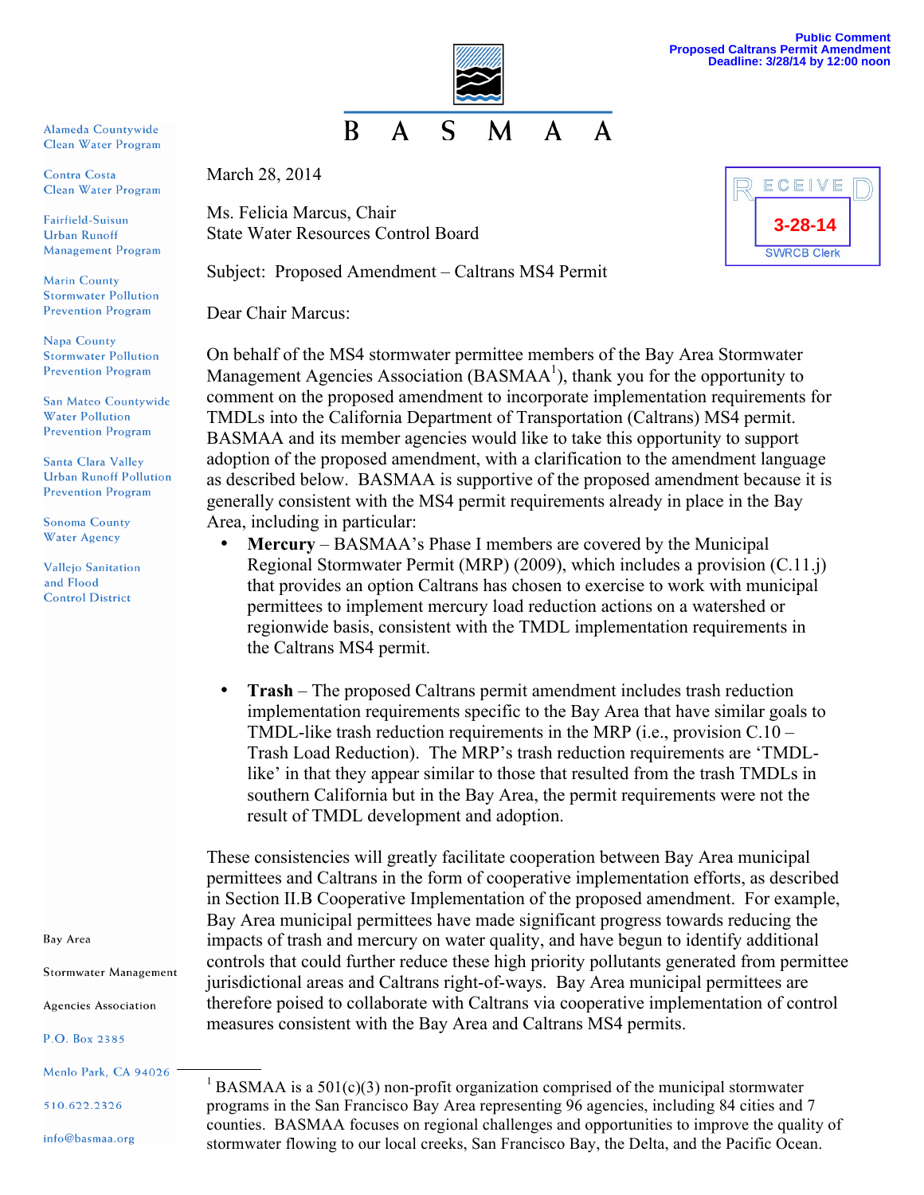**Public Comment**
**Proposed Caltrans Permit Amendment**
**Deadline: 3/28/14 by 12:00 noon**

# B A S M A A

Alameda Countywide Clean Water Program

Contra Costa Clean Water Program

Fairfield-Suisun Urban Runoff Management Program

Marin County Stormwater Pollution Prevention Program

Napa County Stormwater Pollution Prevention Program

San Mateo Countywide Water Pollution Prevention Program

Santa Clara Valley Urban Runoff Pollution Prevention Program

Sonoma County Water Agency

Vallejo Sanitation and Flood Control District

RECEIVED
3-28-14
SWRCB Clerk

March 28, 2014

Ms. Felicia Marcus, Chair
State Water Resources Control Board

Subject: Proposed Amendment – Caltrans MS4 Permit

Dear Chair Marcus:

On behalf of the MS4 stormwater permittee members of the Bay Area Stormwater Management Agencies Association (BASMAA[1]), thank you for the opportunity to comment on the proposed amendment to incorporate implementation requirements for TMDLs into the California Department of Transportation (Caltrans) MS4 permit. BASMAA and its member agencies would like to take this opportunity to support adoption of the proposed amendment, with a clarification to the amendment language as described below. BASMAA is supportive of the proposed amendment because it is generally consistent with the MS4 permit requirements already in place in the Bay Area, including in particular:

- **Mercury** – BASMAA's Phase I members are covered by the Municipal Regional Stormwater Permit (MRP) (2009), which includes a provision (C.11.j) that provides an option Caltrans has chosen to exercise to work with municipal permittees to implement mercury load reduction actions on a watershed or regionwide basis, consistent with the TMDL implementation requirements in the Caltrans MS4 permit.

- **Trash** – The proposed Caltrans permit amendment includes trash reduction implementation requirements specific to the Bay Area that have similar goals to TMDL-like trash reduction requirements in the MRP (i.e., provision C.10 – Trash Load Reduction). The MRP's trash reduction requirements are 'TMDL-like' in that they appear similar to those that resulted from the trash TMDLs in southern California but in the Bay Area, the permit requirements were not the result of TMDL development and adoption.

These consistencies will greatly facilitate cooperation between Bay Area municipal permittees and Caltrans in the form of cooperative implementation efforts, as described in Section II.B Cooperative Implementation of the proposed amendment. For example, Bay Area municipal permittees have made significant progress towards reducing the impacts of trash and mercury on water quality, and have begun to identify additional controls that could further reduce these high priority pollutants generated from permittee jurisdictional areas and Caltrans right-of-ways. Bay Area municipal permittees are therefore poised to collaborate with Caltrans via cooperative implementation of control measures consistent with the Bay Area and Caltrans MS4 permits.

Bay Area Stormwater Management Agencies Association
P.O. Box 2385
Menlo Park, CA 94026
510.622.2326
info@basmaa.org

[1] BASMAA is a 501(c)(3) non-profit organization comprised of the municipal stormwater programs in the San Francisco Bay Area representing 96 agencies, including 84 cities and 7 counties. BASMAA focuses on regional challenges and opportunities to improve the quality of stormwater flowing to our local creeks, San Francisco Bay, the Delta, and the Pacific Ocean.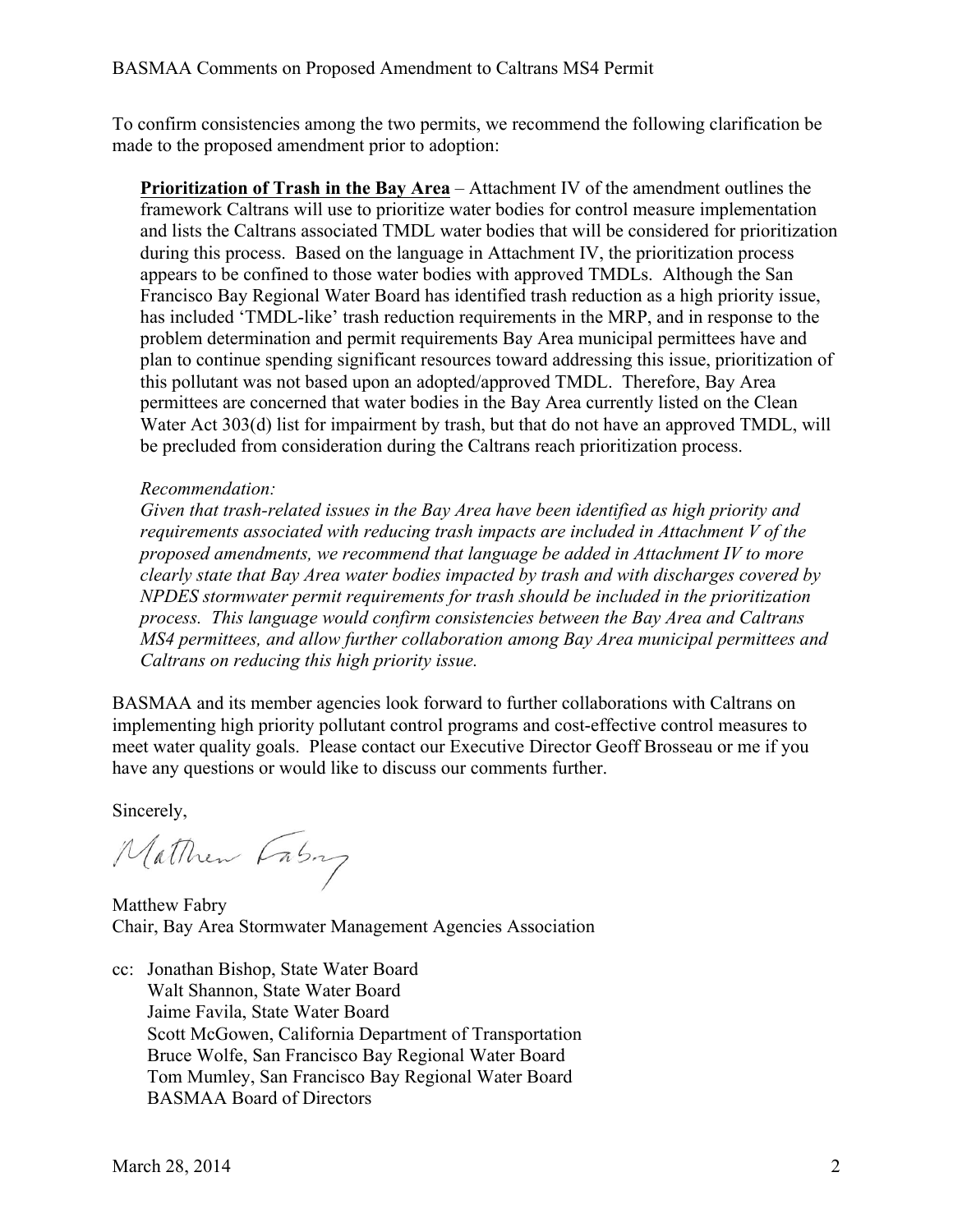To confirm consistencies among the two permits, we recommend the following clarification be made to the proposed amendment prior to adoption:

**Prioritization of Trash in the Bay Area** – Attachment IV of the amendment outlines the framework Caltrans will use to prioritize water bodies for control measure implementation and lists the Caltrans associated TMDL water bodies that will be considered for prioritization during this process. Based on the language in Attachment IV, the prioritization process appears to be confined to those water bodies with approved TMDLs. Although the San Francisco Bay Regional Water Board has identified trash reduction as a high priority issue, has included 'TMDL-like' trash reduction requirements in the MRP, and in response to the problem determination and permit requirements Bay Area municipal permittees have and plan to continue spending significant resources toward addressing this issue, prioritization of this pollutant was not based upon an adopted/approved TMDL. Therefore, Bay Area permittees are concerned that water bodies in the Bay Area currently listed on the Clean Water Act 303(d) list for impairment by trash, but that do not have an approved TMDL, will be precluded from consideration during the Caltrans reach prioritization process.

*Recommendation:*
*Given that trash-related issues in the Bay Area have been identified as high priority and requirements associated with reducing trash impacts are included in Attachment V of the proposed amendments, we recommend that language be added in Attachment IV to more clearly state that Bay Area water bodies impacted by trash and with discharges covered by NPDES stormwater permit requirements for trash should be included in the prioritization process. This language would confirm consistencies between the Bay Area and Caltrans MS4 permittees, and allow further collaboration among Bay Area municipal permittees and Caltrans on reducing this high priority issue.*

BASMAA and its member agencies look forward to further collaborations with Caltrans on implementing high priority pollutant control programs and cost-effective control measures to meet water quality goals. Please contact our Executive Director Geoff Brosseau or me if you have any questions or would like to discuss our comments further.

Sincerely,

Matthew Fabry
Chair, Bay Area Stormwater Management Agencies Association

cc: Jonathan Bishop, State Water Board
Walt Shannon, State Water Board
Jaime Favila, State Water Board
Scott McGowen, California Department of Transportation
Bruce Wolfe, San Francisco Bay Regional Water Board
Tom Mumley, San Francisco Bay Regional Water Board
BASMAA Board of Directors

March 28, 2014